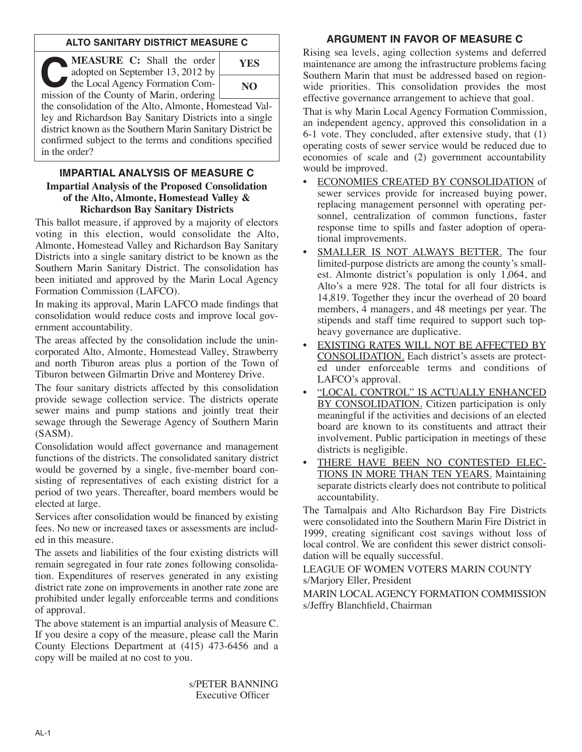## ALTO SANITARY DISTRICT MEASURE C

**MEASURE C:** Shall the order adopted on September 13, 2012 by the Local Agency Formation Commission of the County of Marin, ordering the consolidation of the Alto, Almonte, Homestead Valley and Richardson Bay Sanitary Districts into a single district known as the Southern Marin Sanitary District be confirmed subject to the terms and conditions specified in the order?

| YES |
|---|
| NO |

## IMPARTIAL ANALYSIS OF MEASURE C

**Impartial Analysis of the Proposed Consolidation of the Alto, Almonte, Homestead Valley & Richardson Bay Sanitary Districts**

This ballot measure, if approved by a majority of electors voting in this election, would consolidate the Alto, Almonte, Homestead Valley and Richardson Bay Sanitary Districts into a single sanitary district to be known as the Southern Marin Sanitary District. The consolidation has been initiated and approved by the Marin Local Agency Formation Commission (LAFCO).

In making its approval, Marin LAFCO made findings that consolidation would reduce costs and improve local government accountability.

The areas affected by the consolidation include the unincorporated Alto, Almonte, Homestead Valley, Strawberry and north Tiburon areas plus a portion of the Town of Tiburon between Gilmartin Drive and Monterey Drive.

The four sanitary districts affected by this consolidation provide sewage collection service. The districts operate sewer mains and pump stations and jointly treat their sewage through the Sewerage Agency of Southern Marin (SASM).

Consolidation would affect governance and management functions of the districts. The consolidated sanitary district would be governed by a single, five-member board consisting of representatives of each existing district for a period of two years. Thereafter, board members would be elected at large.

Services after consolidation would be financed by existing fees. No new or increased taxes or assessments are included in this measure.

The assets and liabilities of the four existing districts will remain segregated in four rate zones following consolidation. Expenditures of reserves generated in any existing district rate zone on improvements in another rate zone are prohibited under legally enforceable terms and conditions of approval.

The above statement is an impartial analysis of Measure C. If you desire a copy of the measure, please call the Marin County Elections Department at (415) 473-6456 and a copy will be mailed at no cost to you.

s/PETER BANNING
Executive Officer

## ARGUMENT IN FAVOR OF MEASURE C

Rising sea levels, aging collection systems and deferred maintenance are among the infrastructure problems facing Southern Marin that must be addressed based on region-wide priorities. This consolidation provides the most effective governance arrangement to achieve that goal.

That is why Marin Local Agency Formation Commission, an independent agency, approved this consolidation in a 6-1 vote. They concluded, after extensive study, that (1) operating costs of sewer service would be reduced due to economies of scale and (2) government accountability would be improved.

- ECONOMIES CREATED BY CONSOLIDATION of sewer services provide for increased buying power, replacing management personnel with operating personnel, centralization of common functions, faster response time to spills and faster adoption of operational improvements.
- SMALLER IS NOT ALWAYS BETTER. The four limited-purpose districts are among the county's smallest. Almonte district's population is only 1,064, and Alto's a mere 928. The total for all four districts is 14,819. Together they incur the overhead of 20 board members, 4 managers, and 48 meetings per year. The stipends and staff time required to support such top-heavy governance are duplicative.
- EXISTING RATES WILL NOT BE AFFECTED BY CONSOLIDATION. Each district's assets are protected under enforceable terms and conditions of LAFCO's approval.
- "LOCAL CONTROL" IS ACTUALLY ENHANCED BY CONSOLIDATION. Citizen participation is only meaningful if the activities and decisions of an elected board are known to its constituents and attract their involvement. Public participation in meetings of these districts is negligible.
- THERE HAVE BEEN NO CONTESTED ELECTIONS IN MORE THAN TEN YEARS. Maintaining separate districts clearly does not contribute to political accountability.

The Tamalpais and Alto Richardson Bay Fire Districts were consolidated into the Southern Marin Fire District in 1999, creating significant cost savings without loss of local control. We are confident this sewer district consolidation will be equally successful.

LEAGUE OF WOMEN VOTERS MARIN COUNTY
s/Marjory Eller, President

MARIN LOCAL AGENCY FORMATION COMMISSION
s/Jeffry Blanchfield, Chairman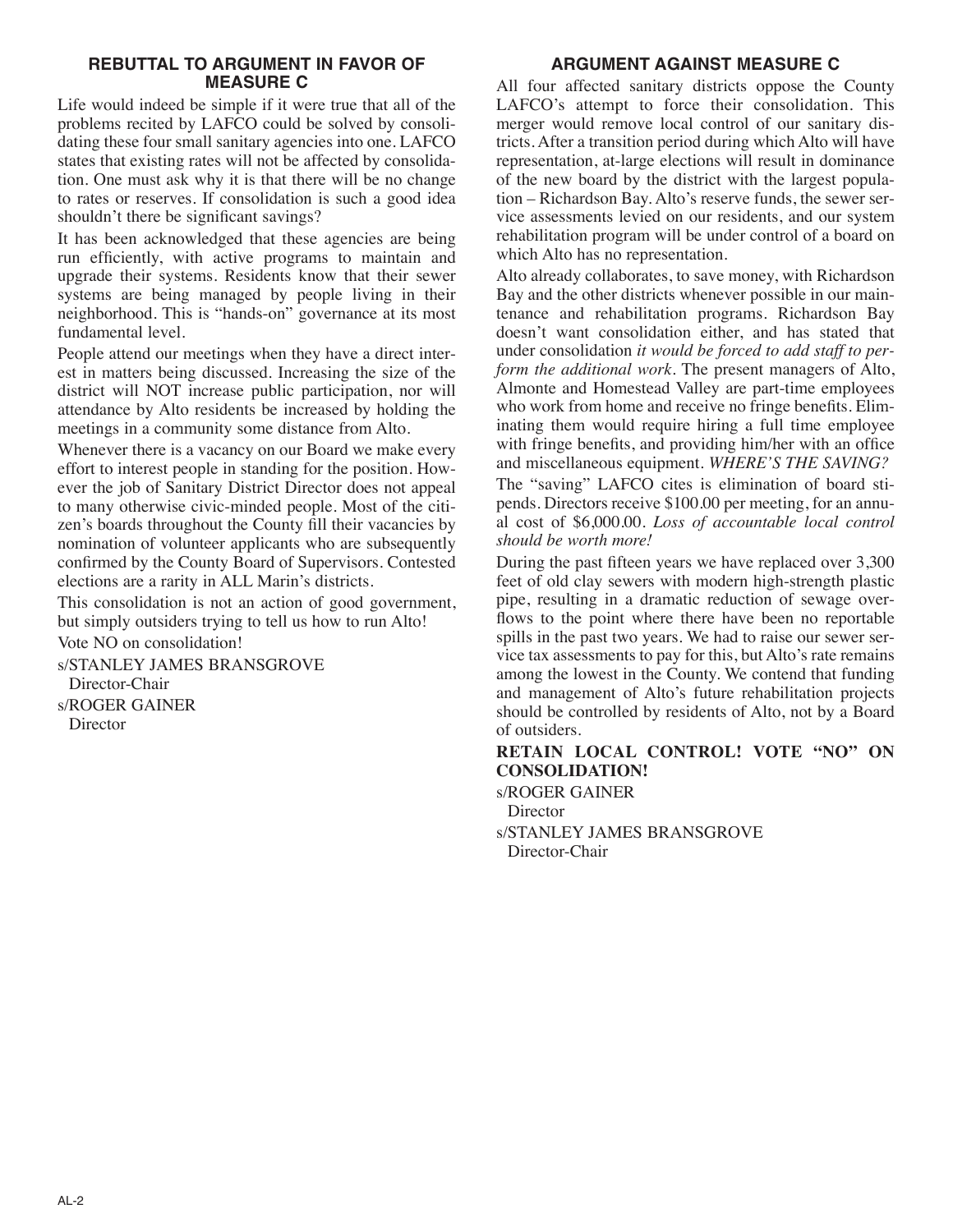## REBUTTAL TO ARGUMENT IN FAVOR OF MEASURE C

Life would indeed be simple if it were true that all of the problems recited by LAFCO could be solved by consolidating these four small sanitary agencies into one. LAFCO states that existing rates will not be affected by consolidation. One must ask why it is that there will be no change to rates or reserves. If consolidation is such a good idea shouldn't there be significant savings?

It has been acknowledged that these agencies are being run efficiently, with active programs to maintain and upgrade their systems. Residents know that their sewer systems are being managed by people living in their neighborhood. This is "hands-on" governance at its most fundamental level.

People attend our meetings when they have a direct interest in matters being discussed. Increasing the size of the district will NOT increase public participation, nor will attendance by Alto residents be increased by holding the meetings in a community some distance from Alto.

Whenever there is a vacancy on our Board we make every effort to interest people in standing for the position. However the job of Sanitary District Director does not appeal to many otherwise civic-minded people. Most of the citizen's boards throughout the County fill their vacancies by nomination of volunteer applicants who are subsequently confirmed by the County Board of Supervisors. Contested elections are a rarity in ALL Marin's districts.

This consolidation is not an action of good government, but simply outsiders trying to tell us how to run Alto!

Vote NO on consolidation!

s/STANLEY JAMES BRANSGROVE
Director-Chair

s/ROGER GAINER
Director

## ARGUMENT AGAINST MEASURE C

All four affected sanitary districts oppose the County LAFCO's attempt to force their consolidation. This merger would remove local control of our sanitary districts. After a transition period during which Alto will have representation, at-large elections will result in dominance of the new board by the district with the largest population – Richardson Bay. Alto's reserve funds, the sewer service assessments levied on our residents, and our system rehabilitation program will be under control of a board on which Alto has no representation.

Alto already collaborates, to save money, with Richardson Bay and the other districts whenever possible in our maintenance and rehabilitation programs. Richardson Bay doesn't want consolidation either, and has stated that under consolidation *it would be forced to add staff to perform the additional work*. The present managers of Alto, Almonte and Homestead Valley are part-time employees who work from home and receive no fringe benefits. Eliminating them would require hiring a full time employee with fringe benefits, and providing him/her with an office and miscellaneous equipment. *WHERE'S THE SAVING?*

The "saving" LAFCO cites is elimination of board stipends. Directors receive $100.00 per meeting, for an annual cost of $6,000.00. *Loss of accountable local control should be worth more!*

During the past fifteen years we have replaced over 3,300 feet of old clay sewers with modern high-strength plastic pipe, resulting in a dramatic reduction of sewage overflows to the point where there have been no reportable spills in the past two years. We had to raise our sewer service tax assessments to pay for this, but Alto's rate remains among the lowest in the County. We contend that funding and management of Alto's future rehabilitation projects should be controlled by residents of Alto, not by a Board of outsiders.

**RETAIN LOCAL CONTROL! VOTE "NO" ON CONSOLIDATION!**

s/ROGER GAINER
Director

s/STANLEY JAMES BRANSGROVE
Director-Chair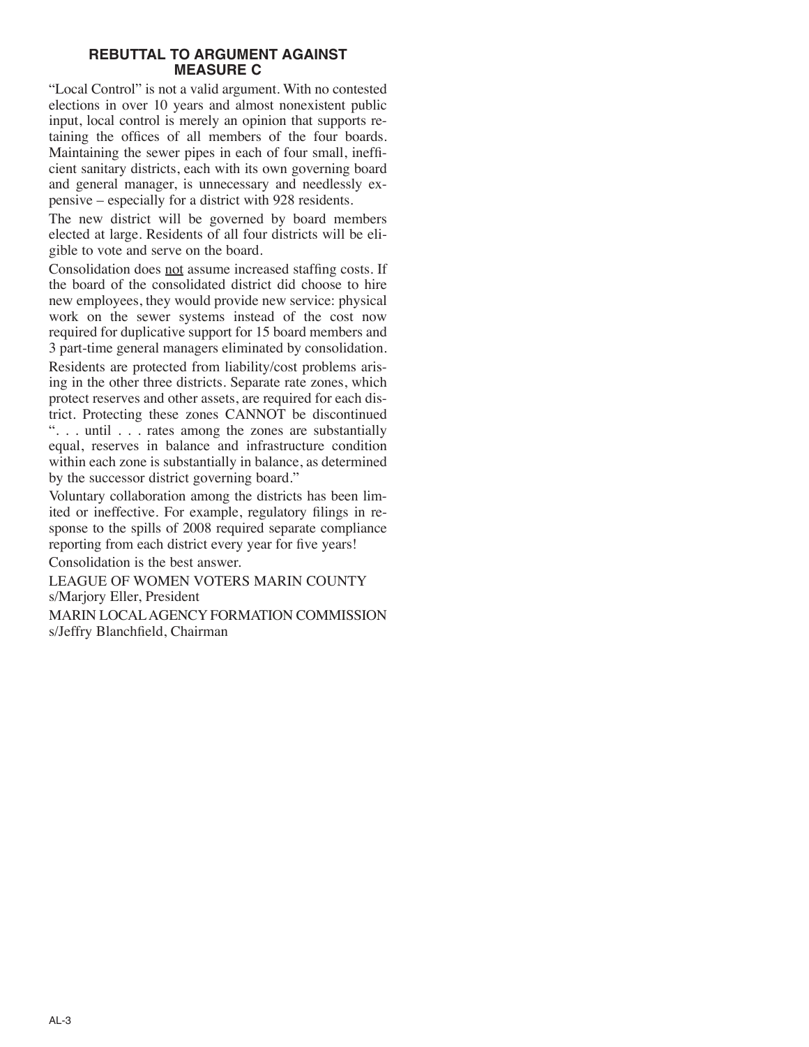## REBUTTAL TO ARGUMENT AGAINST MEASURE C

"Local Control" is not a valid argument. With no contested elections in over 10 years and almost nonexistent public input, local control is merely an opinion that supports retaining the offices of all members of the four boards. Maintaining the sewer pipes in each of four small, inefficient sanitary districts, each with its own governing board and general manager, is unnecessary and needlessly expensive – especially for a district with 928 residents.

The new district will be governed by board members elected at large. Residents of all four districts will be eligible to vote and serve on the board.

Consolidation does <u>not</u> assume increased staffing costs. If the board of the consolidated district did choose to hire new employees, they would provide new service: physical work on the sewer systems instead of the cost now required for duplicative support for 15 board members and 3 part-time general managers eliminated by consolidation.

Residents are protected from liability/cost problems arising in the other three districts. Separate rate zones, which protect reserves and other assets, are required for each district. Protecting these zones CANNOT be discontinued ". . . until . . . rates among the zones are substantially equal, reserves in balance and infrastructure condition within each zone is substantially in balance, as determined by the successor district governing board."

Voluntary collaboration among the districts has been limited or ineffective. For example, regulatory filings in response to the spills of 2008 required separate compliance reporting from each district every year for five years!

Consolidation is the best answer.

LEAGUE OF WOMEN VOTERS MARIN COUNTY
s/Marjory Eller, President

MARIN LOCAL AGENCY FORMATION COMMISSION
s/Jeffry Blanchfield, Chairman